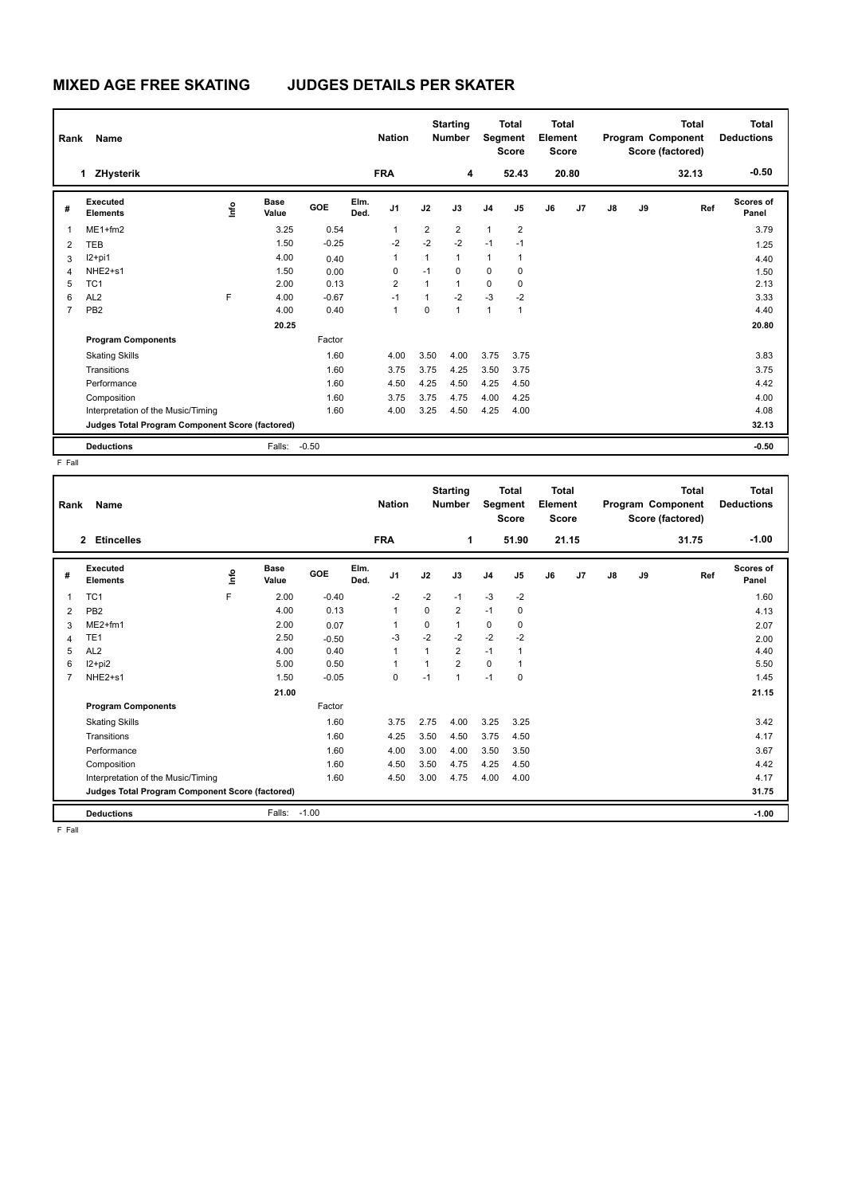# MIXED AGE FREE SKATING JUDGES DETAILS PER SKATER

| Rank | Name | Nation | Starting Number | Total Segment Score | Total Element Score | Total Program Component Score (factored) | Total Deductions |
|---|---|---|---|---|---|---|---|
| 1 | ZHysterik | FRA | 4 | 52.43 | 20.80 | 32.13 | -0.50 |

| # | Executed Elements | Info | Base Value | GOE | Elm. Ded. | J1 | J2 | J3 | J4 | J5 | J6 | J7 | J8 | J9 | Ref | Scores of Panel |
|---|---|---|---|---|---|---|---|---|---|---|---|---|---|---|---|---|
| 1 | ME1+fm2 | | 3.25 | 0.54 | | 1 | 2 | 2 | 1 | 2 | | | | | | 3.79 |
| 2 | TEB | | 1.50 | -0.25 | | -2 | -2 | -2 | -1 | -1 | | | | | | 1.25 |
| 3 | I2+pi1 | | 4.00 | 0.40 | | 1 | 1 | 1 | 1 | 1 | | | | | | 4.40 |
| 4 | NHE2+s1 | | 1.50 | 0.00 | | 0 | -1 | 0 | 0 | 0 | | | | | | 1.50 |
| 5 | TC1 | | 2.00 | 0.13 | | 2 | 1 | 1 | 0 | 0 | | | | | | 2.13 |
| 6 | AL2 | F | 4.00 | -0.67 | | -1 | 1 | -2 | -3 | -2 | | | | | | 3.33 |
| 7 | PB2 | | 4.00 | 0.40 | | 1 | 0 | 1 | 1 | 1 | | | | | | 4.40 |
| | | | 20.25 | | | | | | | | | | | | | 20.80 |
| | **Program Components** | | | Factor | | | | | | | | | | | | |
| | Skating Skills | | | 1.60 | | 4.00 | 3.50 | 4.00 | 3.75 | 3.75 | | | | | | 3.83 |
| | Transitions | | | 1.60 | | 3.75 | 3.75 | 4.25 | 3.50 | 3.75 | | | | | | 3.75 |
| | Performance | | | 1.60 | | 4.50 | 4.25 | 4.50 | 4.25 | 4.50 | | | | | | 4.42 |
| | Composition | | | 1.60 | | 3.75 | 3.75 | 4.75 | 4.00 | 4.25 | | | | | | 4.00 |
| | Interpretation of the Music/Timing | | | 1.60 | | 4.00 | 3.25 | 4.50 | 4.25 | 4.00 | | | | | | 4.08 |
| | **Judges Total Program Component Score (factored)** | | | | | | | | | | | | | | | 32.13 |
| | **Deductions** | | Falls: | -0.50 | | | | | | | | | | | | -0.50 |

F Fall

| Rank | Name | Nation | Starting Number | Total Segment Score | Total Element Score | Total Program Component Score (factored) | Total Deductions |
|---|---|---|---|---|---|---|---|
| 2 | Etincelles | FRA | 1 | 51.90 | 21.15 | 31.75 | -1.00 |

| # | Executed Elements | Info | Base Value | GOE | Elm. Ded. | J1 | J2 | J3 | J4 | J5 | J6 | J7 | J8 | J9 | Ref | Scores of Panel |
|---|---|---|---|---|---|---|---|---|---|---|---|---|---|---|---|---|
| 1 | TC1 | F | 2.00 | -0.40 | | -2 | -2 | -1 | -3 | -2 | | | | | | 1.60 |
| 2 | PB2 | | 4.00 | 0.13 | | 1 | 0 | 2 | -1 | 0 | | | | | | 4.13 |
| 3 | ME2+fm1 | | 2.00 | 0.07 | | 1 | 0 | 1 | 0 | 0 | | | | | | 2.07 |
| 4 | TE1 | | 2.50 | -0.50 | | -3 | -2 | -2 | -2 | -2 | | | | | | 2.00 |
| 5 | AL2 | | 4.00 | 0.40 | | 1 | 1 | 2 | -1 | 1 | | | | | | 4.40 |
| 6 | I2+pi2 | | 5.00 | 0.50 | | 1 | 1 | 2 | 0 | 1 | | | | | | 5.50 |
| 7 | NHE2+s1 | | 1.50 | -0.05 | | 0 | -1 | 1 | -1 | 0 | | | | | | 1.45 |
| | | | 21.00 | | | | | | | | | | | | | 21.15 |
| | **Program Components** | | | Factor | | | | | | | | | | | | |
| | Skating Skills | | | 1.60 | | 3.75 | 2.75 | 4.00 | 3.25 | 3.25 | | | | | | 3.42 |
| | Transitions | | | 1.60 | | 4.25 | 3.50 | 4.50 | 3.75 | 4.50 | | | | | | 4.17 |
| | Performance | | | 1.60 | | 4.00 | 3.00 | 4.00 | 3.50 | 3.50 | | | | | | 3.67 |
| | Composition | | | 1.60 | | 4.50 | 3.50 | 4.75 | 4.25 | 4.50 | | | | | | 4.42 |
| | Interpretation of the Music/Timing | | | 1.60 | | 4.50 | 3.00 | 4.75 | 4.00 | 4.00 | | | | | | 4.17 |
| | **Judges Total Program Component Score (factored)** | | | | | | | | | | | | | | | 31.75 |
| | **Deductions** | | Falls: | -1.00 | | | | | | | | | | | | -1.00 |

F Fall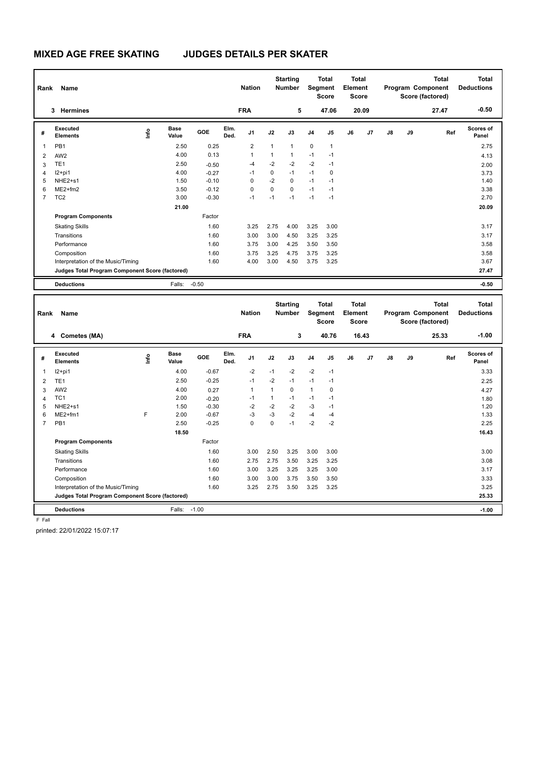# MIXED AGE FREE SKATING JUDGES DETAILS PER SKATER

| Rank | Name | Nation | Starting Number | Total Segment Score | Total Element Score | Total Program Component Score (factored) | Total Deductions |
|---|---|---|---|---|---|---|---|
| 3 | Hermines | FRA | 5 | 47.06 | 20.09 | 27.47 | -0.50 |

| # | Executed Elements | Info | Base Value | GOE | Elm. Ded. | J1 | J2 | J3 | J4 | J5 | J6 | J7 | J8 | J9 | Ref | Scores of Panel |
|---|---|---|---|---|---|---|---|---|---|---|---|---|---|---|---|---|
| 1 | PB1 | | 2.50 | 0.25 | | 2 | 1 | 1 | 0 | 1 | | | | | | 2.75 |
| 2 | AW2 | | 4.00 | 0.13 | | 1 | 1 | 1 | -1 | -1 | | | | | | 4.13 |
| 3 | TE1 | | 2.50 | -0.50 | | -4 | -2 | -2 | -2 | -1 | | | | | | 2.00 |
| 4 | I2+pi1 | | 4.00 | -0.27 | | -1 | 0 | -1 | -1 | 0 | | | | | | 3.73 |
| 5 | NHE2+s1 | | 1.50 | -0.10 | | 0 | -2 | 0 | -1 | -1 | | | | | | 1.40 |
| 6 | ME2+fm2 | | 3.50 | -0.12 | | 0 | 0 | 0 | -1 | -1 | | | | | | 3.38 |
| 7 | TC2 | | 3.00 | -0.30 | | -1 | -1 | -1 | -1 | -1 | | | | | | 2.70 |
| | | | 21.00 | | | | | | | | | | | | | 20.09 |

| Program Components | Factor | J1 | J2 | J3 | J4 | J5 | J6 | J7 | J8 | J9 | Scores of Panel |
|---|---|---|---|---|---|---|---|---|---|---|---|
| Skating Skills | 1.60 | 3.25 | 2.75 | 4.00 | 3.25 | 3.00 | | | | | 3.17 |
| Transitions | 1.60 | 3.00 | 3.00 | 4.50 | 3.25 | 3.25 | | | | | 3.17 |
| Performance | 1.60 | 3.75 | 3.00 | 4.25 | 3.50 | 3.50 | | | | | 3.58 |
| Composition | 1.60 | 3.75 | 3.25 | 4.75 | 3.75 | 3.25 | | | | | 3.58 |
| Interpretation of the Music/Timing | 1.60 | 4.00 | 3.00 | 4.50 | 3.75 | 3.25 | | | | | 3.67 |
| Judges Total Program Component Score (factored) | | | | | | | | | | | 27.47 |

| Deductions | Falls: | -0.50 | -0.50 |
|---|---|---|---|

| Rank | Name | Nation | Starting Number | Total Segment Score | Total Element Score | Total Program Component Score (factored) | Total Deductions |
|---|---|---|---|---|---|---|---|
| 4 | Cometes (MA) | FRA | 3 | 40.76 | 16.43 | 25.33 | -1.00 |

| # | Executed Elements | Info | Base Value | GOE | Elm. Ded. | J1 | J2 | J3 | J4 | J5 | J6 | J7 | J8 | J9 | Ref | Scores of Panel |
|---|---|---|---|---|---|---|---|---|---|---|---|---|---|---|---|---|
| 1 | I2+pi1 | | 4.00 | -0.67 | | -2 | -1 | -2 | -2 | -1 | | | | | | 3.33 |
| 2 | TE1 | | 2.50 | -0.25 | | -1 | -2 | -1 | -1 | -1 | | | | | | 2.25 |
| 3 | AW2 | | 4.00 | 0.27 | | 1 | 1 | 0 | 1 | 0 | | | | | | 4.27 |
| 4 | TC1 | | 2.00 | -0.20 | | -1 | 1 | -1 | -1 | -1 | | | | | | 1.80 |
| 5 | NHE2+s1 | | 1.50 | -0.30 | | -2 | -2 | -2 | -3 | -1 | | | | | | 1.20 |
| 6 | ME2+fm1 | F | 2.00 | -0.67 | | -3 | -3 | -2 | -4 | -4 | | | | | | 1.33 |
| 7 | PB1 | | 2.50 | -0.25 | | 0 | 0 | -1 | -2 | -2 | | | | | | 2.25 |
| | | | 18.50 | | | | | | | | | | | | | 16.43 |

| Program Components | Factor | J1 | J2 | J3 | J4 | J5 | J6 | J7 | J8 | J9 | Scores of Panel |
|---|---|---|---|---|---|---|---|---|---|---|---|
| Skating Skills | 1.60 | 3.00 | 2.50 | 3.25 | 3.00 | 3.00 | | | | | 3.00 |
| Transitions | 1.60 | 2.75 | 2.75 | 3.50 | 3.25 | 3.25 | | | | | 3.08 |
| Performance | 1.60 | 3.00 | 3.25 | 3.25 | 3.25 | 3.00 | | | | | 3.17 |
| Composition | 1.60 | 3.00 | 3.00 | 3.75 | 3.50 | 3.50 | | | | | 3.33 |
| Interpretation of the Music/Timing | 1.60 | 3.25 | 2.75 | 3.50 | 3.25 | 3.25 | | | | | 3.25 |
| Judges Total Program Component Score (factored) | | | | | | | | | | | 25.33 |

| Deductions | Falls: | -1.00 | -1.00 |
|---|---|---|---|

F Fall

printed: 22/01/2022 15:07:17